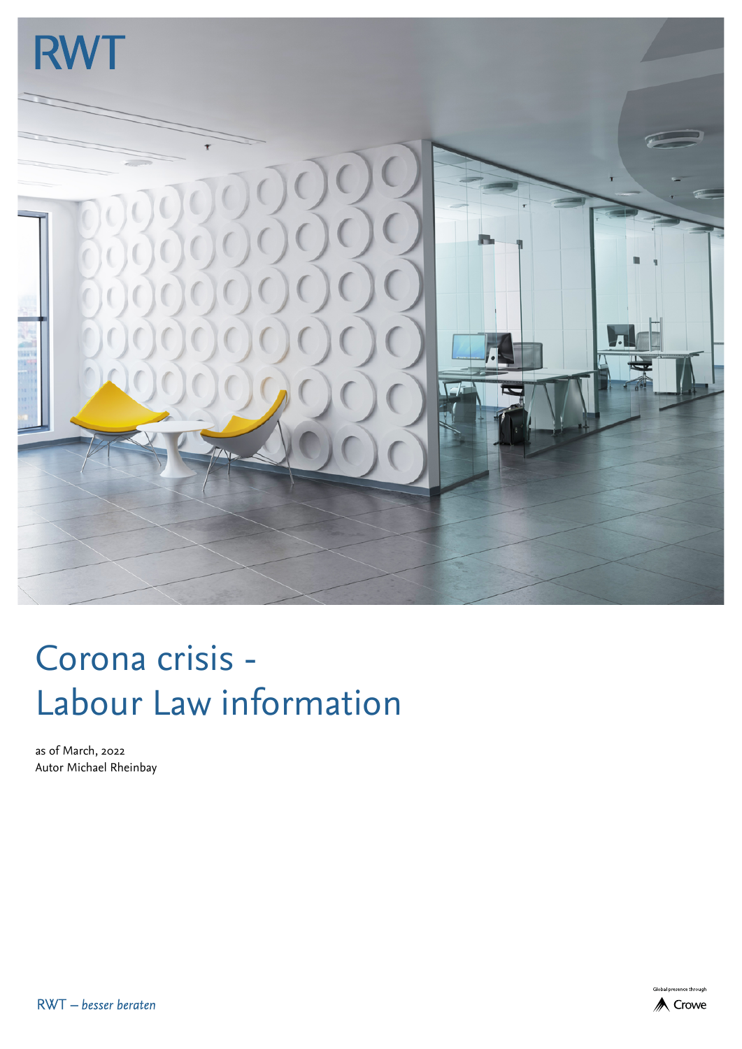RWT

# Corona crisis - Labour Law information

as of March, 2022
Autor Michael Rheinbay

RWT – *besser beraten*

Global presence through Crowe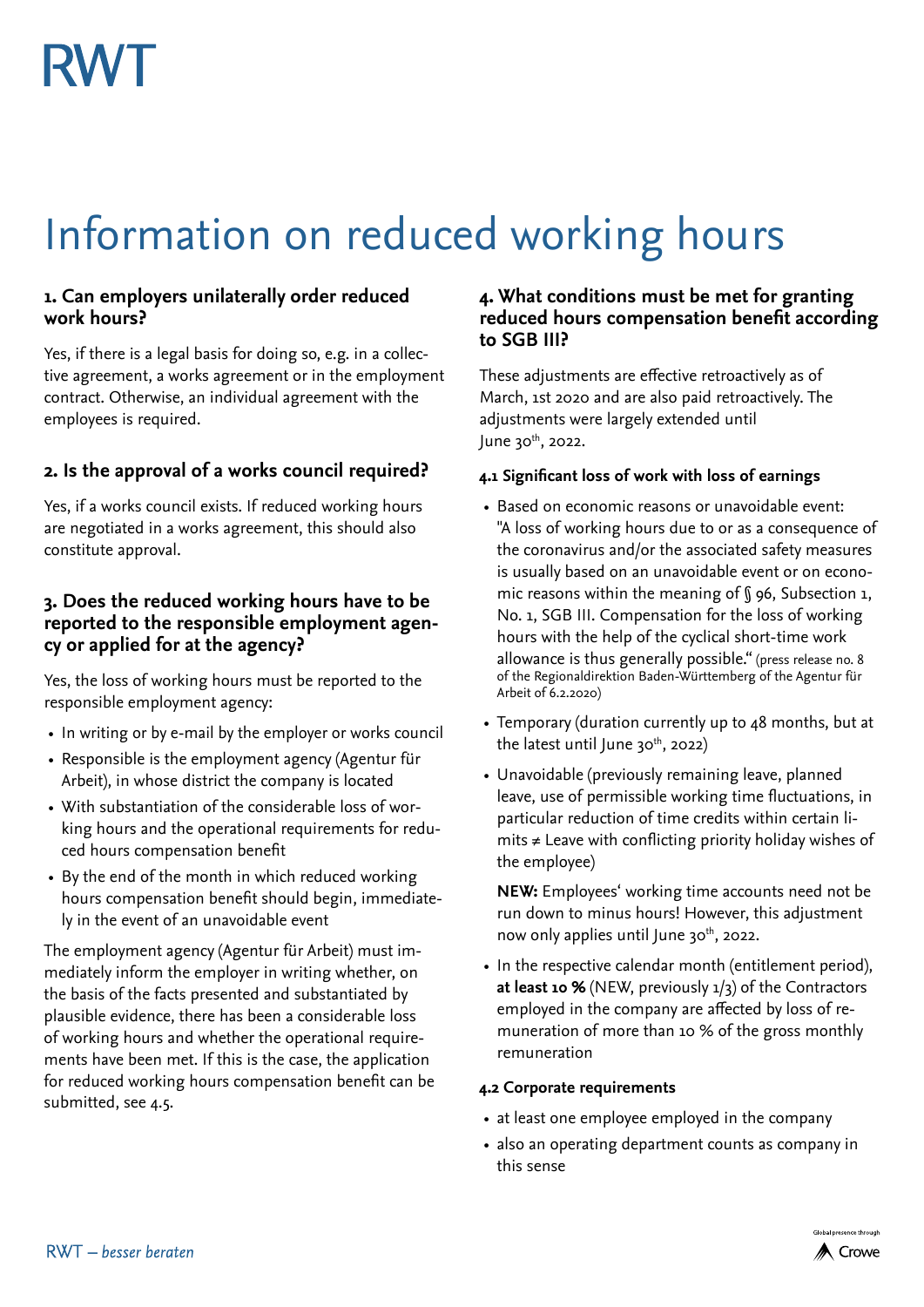RWT

# Information on reduced working hours

## 1. Can employers unilaterally order reduced work hours?

Yes, if there is a legal basis for doing so, e.g. in a collective agreement, a works agreement or in the employment contract. Otherwise, an individual agreement with the employees is required.

## 2. Is the approval of a works council required?

Yes, if a works council exists. If reduced working hours are negotiated in a works agreement, this should also constitute approval.

## 3. Does the reduced working hours have to be reported to the responsible employment agency or applied for at the agency?

Yes, the loss of working hours must be reported to the responsible employment agency:

- In writing or by e-mail by the employer or works council
- Responsible is the employment agency (Agentur für Arbeit), in whose district the company is located
- With substantiation of the considerable loss of working hours and the operational requirements for reduced hours compensation benefit
- By the end of the month in which reduced working hours compensation benefit should begin, immediately in the event of an unavoidable event

The employment agency (Agentur für Arbeit) must immediately inform the employer in writing whether, on the basis of the facts presented and substantiated by plausible evidence, there has been a considerable loss of working hours and whether the operational requirements have been met. If this is the case, the application for reduced working hours compensation benefit can be submitted, see 4.5.

## 4. What conditions must be met for granting reduced hours compensation benefit according to SGB III?

These adjustments are effective retroactively as of March, 1st 2020 and are also paid retroactively. The adjustments were largely extended until June 30th, 2022.

### 4.1 Significant loss of work with loss of earnings

- Based on economic reasons or unavoidable event: "A loss of working hours due to or as a consequence of the coronavirus and/or the associated safety measures is usually based on an unavoidable event or on economic reasons within the meaning of § 96, Subsection 1, No. 1, SGB III. Compensation for the loss of working hours with the help of the cyclical short-time work allowance is thus generally possible." (press release no. 8 of the Regionaldirektion Baden-Württemberg of the Agentur für Arbeit of 6.2.2020)
- Temporary (duration currently up to 48 months, but at the latest until June 30th, 2022)
- Unavoidable (previously remaining leave, planned leave, use of permissible working time fluctuations, in particular reduction of time credits within certain limits ≠ Leave with conflicting priority holiday wishes of the employee)

  **NEW:** Employees' working time accounts need not be run down to minus hours! However, this adjustment now only applies until June 30th, 2022.

- In the respective calendar month (entitlement period), **at least 10 %** (NEW, previously 1/3) of the Contractors employed in the company are affected by loss of remuneration of more than 10 % of the gross monthly remuneration

### 4.2 Corporate requirements

- at least one employee employed in the company
- also an operating department counts as company in this sense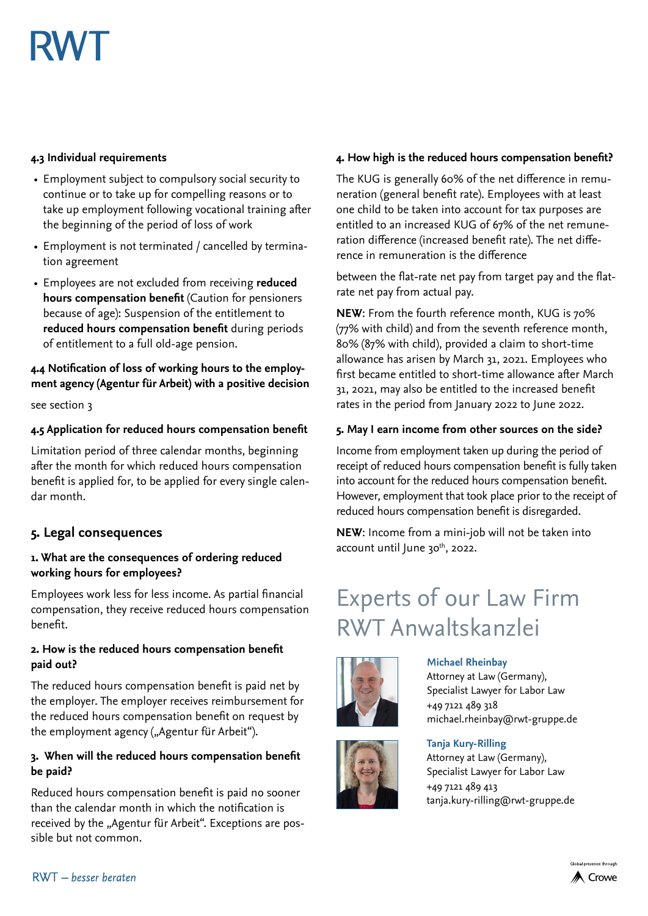#### 4.3 Individual requirements

- Employment subject to compulsory social security to continue or to take up for compelling reasons or to take up employment following vocational training after the beginning of the period of loss of work
- Employment is not terminated / cancelled by termination agreement
- Employees are not excluded from receiving **reduced hours compensation benefit** (Caution for pensioners because of age): Suspension of the entitlement to **reduced hours compensation benefit** during periods of entitlement to a full old-age pension.

#### 4.4 Notification of loss of working hours to the employment agency (Agentur für Arbeit) with a positive decision

see section 3

#### 4.5 Application for reduced hours compensation benefit

Limitation period of three calendar months, beginning after the month for which reduced hours compensation benefit is applied for, to be applied for every single calendar month.

## 5. Legal consequences

#### 1. What are the consequences of ordering reduced working hours for employees?

Employees work less for less income. As partial financial compensation, they receive reduced hours compensation benefit.

#### 2. How is the reduced hours compensation benefit paid out?

The reduced hours compensation benefit is paid net by the employer. The employer receives reimbursement for the reduced hours compensation benefit on request by the employment agency („Agentur für Arbeit").

#### 3. When will the reduced hours compensation benefit be paid?

Reduced hours compensation benefit is paid no sooner than the calendar month in which the notification is received by the „Agentur für Arbeit". Exceptions are possible but not common.

#### 4. How high is the reduced hours compensation benefit?

The KUG is generally 60% of the net difference in remuneration (general benefit rate). Employees with at least one child to be taken into account for tax purposes are entitled to an increased KUG of 67% of the net remuneration difference (increased benefit rate). The net difference in remuneration is the difference

between the flat-rate net pay from target pay and the flat-rate net pay from actual pay.

**NEW**: From the fourth reference month, KUG is 70% (77% with child) and from the seventh reference month, 80% (87% with child), provided a claim to short-time allowance has arisen by March 31, 2021. Employees who first became entitled to short-time allowance after March 31, 2021, may also be entitled to the increased benefit rates in the period from January 2022 to June 2022.

#### 5. May I earn income from other sources on the side?

Income from employment taken up during the period of receipt of reduced hours compensation benefit is fully taken into account for the reduced hours compensation benefit. However, employment that took place prior to the receipt of reduced hours compensation benefit is disregarded.

**NEW**: Income from a mini-job will not be taken into account until June 30th, 2022.

## Experts of our Law Firm RWT Anwaltskanzlei

**Michael Rheinbay**
Attorney at Law (Germany),
Specialist Lawyer for Labor Law
+49 7121 489 318
michael.rheinbay@rwt-gruppe.de

**Tanja Kury-Rilling**
Attorney at Law (Germany),
Specialist Lawyer for Labor Law
+49 7121 489 413
tanja.kury-rilling@rwt-gruppe.de